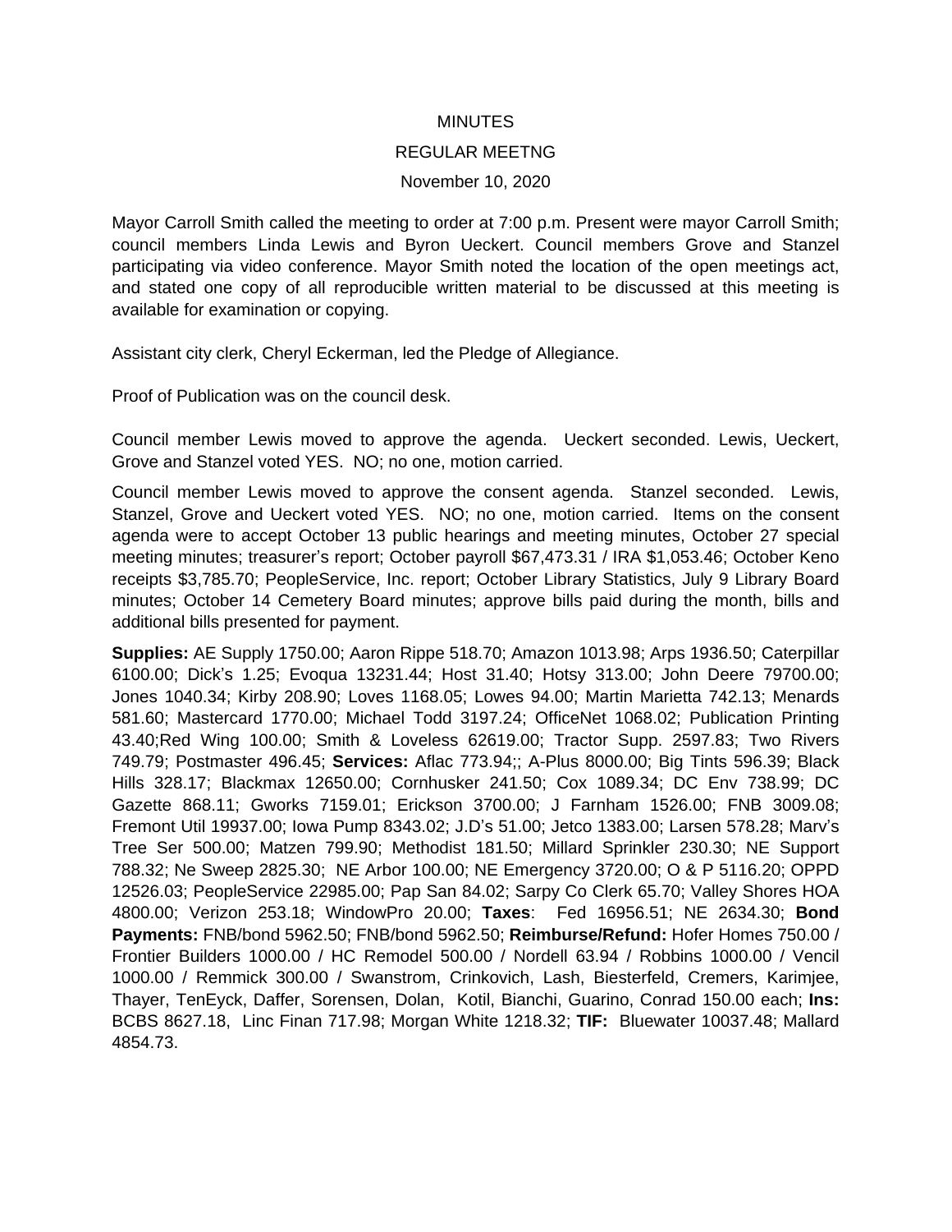MINUTES

REGULAR MEETNG

November 10, 2020

Mayor Carroll Smith called the meeting to order at 7:00 p.m. Present were mayor Carroll Smith; council members Linda Lewis and Byron Ueckert. Council members Grove and Stanzel participating via video conference. Mayor Smith noted the location of the open meetings act, and stated one copy of all reproducible written material to be discussed at this meeting is available for examination or copying.

Assistant city clerk, Cheryl Eckerman, led the Pledge of Allegiance.

Proof of Publication was on the council desk.

Council member Lewis moved to approve the agenda. Ueckert seconded. Lewis, Ueckert, Grove and Stanzel voted YES. NO; no one, motion carried.

Council member Lewis moved to approve the consent agenda. Stanzel seconded. Lewis, Stanzel, Grove and Ueckert voted YES. NO; no one, motion carried. Items on the consent agenda were to accept October 13 public hearings and meeting minutes, October 27 special meeting minutes; treasurer's report; October payroll $67,473.31 / IRA $1,053.46; October Keno receipts $3,785.70; PeopleService, Inc. report; October Library Statistics, July 9 Library Board minutes; October 14 Cemetery Board minutes; approve bills paid during the month, bills and additional bills presented for payment.

**Supplies:** AE Supply 1750.00; Aaron Rippe 518.70; Amazon 1013.98; Arps 1936.50; Caterpillar 6100.00; Dick's 1.25; Evoqua 13231.44; Host 31.40; Hotsy 313.00; John Deere 79700.00; Jones 1040.34; Kirby 208.90; Loves 1168.05; Lowes 94.00; Martin Marietta 742.13; Menards 581.60; Mastercard 1770.00; Michael Todd 3197.24; OfficeNet 1068.02; Publication Printing 43.40;Red Wing 100.00; Smith & Loveless 62619.00; Tractor Supp. 2597.83; Two Rivers 749.79; Postmaster 496.45; **Services:** Aflac 773.94;; A-Plus 8000.00; Big Tints 596.39; Black Hills 328.17; Blackmax 12650.00; Cornhusker 241.50; Cox 1089.34; DC Env 738.99; DC Gazette 868.11; Gworks 7159.01; Erickson 3700.00; J Farnham 1526.00; FNB 3009.08; Fremont Util 19937.00; Iowa Pump 8343.02; J.D's 51.00; Jetco 1383.00; Larsen 578.28; Marv's Tree Ser 500.00; Matzen 799.90; Methodist 181.50; Millard Sprinkler 230.30; NE Support 788.32; Ne Sweep 2825.30; NE Arbor 100.00; NE Emergency 3720.00; O & P 5116.20; OPPD 12526.03; PeopleService 22985.00; Pap San 84.02; Sarpy Co Clerk 65.70; Valley Shores HOA 4800.00; Verizon 253.18; WindowPro 20.00; **Taxes**: Fed 16956.51; NE 2634.30; **Bond Payments:** FNB/bond 5962.50; FNB/bond 5962.50; **Reimburse/Refund:** Hofer Homes 750.00 / Frontier Builders 1000.00 / HC Remodel 500.00 / Nordell 63.94 / Robbins 1000.00 / Vencil 1000.00 / Remmick 300.00 / Swanstrom, Crinkovich, Lash, Biesterfeld, Cremers, Karimjee, Thayer, TenEyck, Daffer, Sorensen, Dolan, Kotil, Bianchi, Guarino, Conrad 150.00 each; **Ins:** BCBS 8627.18, Linc Finan 717.98; Morgan White 1218.32; **TIF:** Bluewater 10037.48; Mallard 4854.73.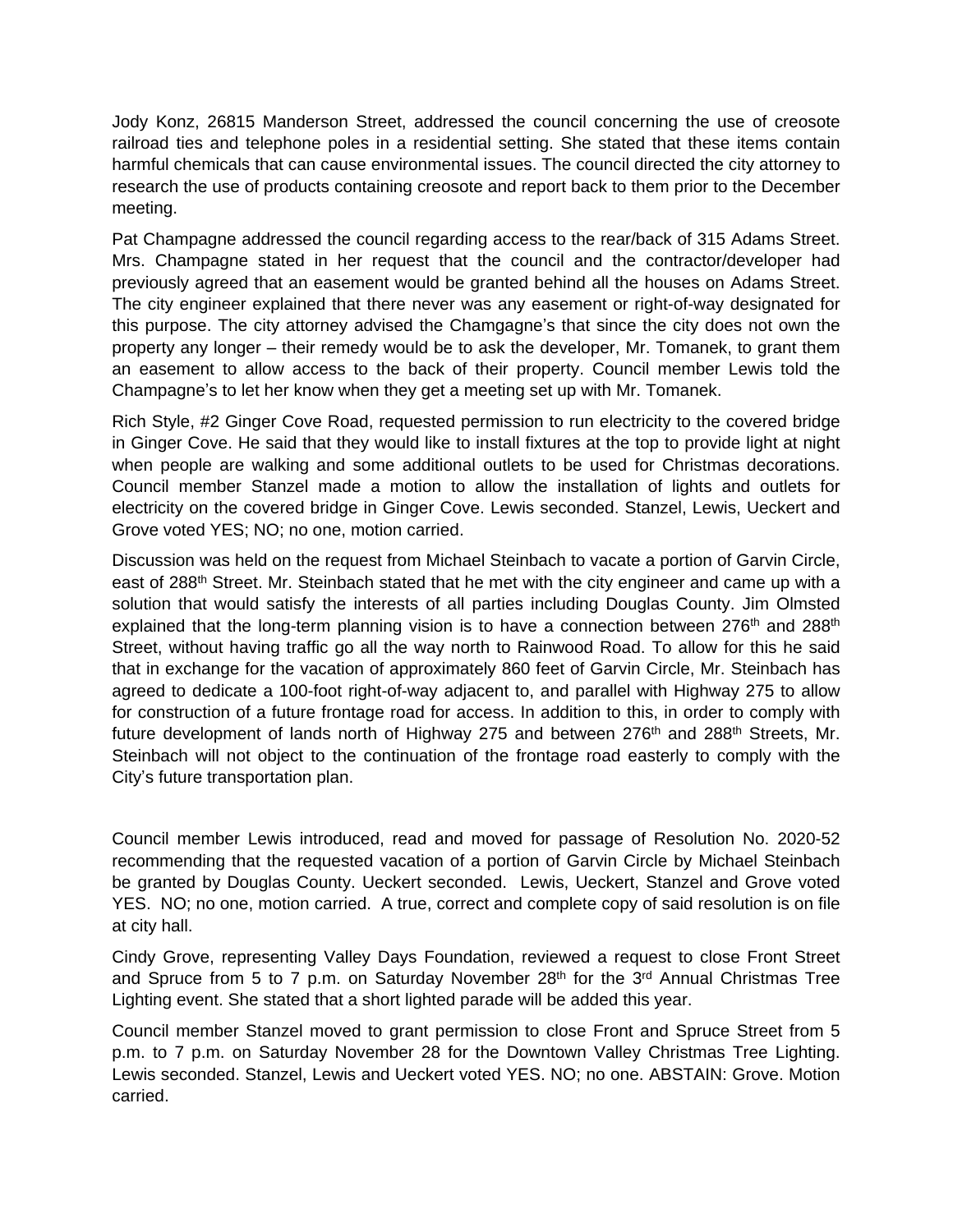Jody Konz, 26815 Manderson Street, addressed the council concerning the use of creosote railroad ties and telephone poles in a residential setting. She stated that these items contain harmful chemicals that can cause environmental issues. The council directed the city attorney to research the use of products containing creosote and report back to them prior to the December meeting.

Pat Champagne addressed the council regarding access to the rear/back of 315 Adams Street. Mrs. Champagne stated in her request that the council and the contractor/developer had previously agreed that an easement would be granted behind all the houses on Adams Street. The city engineer explained that there never was any easement or right-of-way designated for this purpose. The city attorney advised the Chamgagne's that since the city does not own the property any longer – their remedy would be to ask the developer, Mr. Tomanek, to grant them an easement to allow access to the back of their property. Council member Lewis told the Champagne's to let her know when they get a meeting set up with Mr. Tomanek.

Rich Style, #2 Ginger Cove Road, requested permission to run electricity to the covered bridge in Ginger Cove. He said that they would like to install fixtures at the top to provide light at night when people are walking and some additional outlets to be used for Christmas decorations. Council member Stanzel made a motion to allow the installation of lights and outlets for electricity on the covered bridge in Ginger Cove. Lewis seconded. Stanzel, Lewis, Ueckert and Grove voted YES; NO; no one, motion carried.

Discussion was held on the request from Michael Steinbach to vacate a portion of Garvin Circle, east of 288th Street. Mr. Steinbach stated that he met with the city engineer and came up with a solution that would satisfy the interests of all parties including Douglas County. Jim Olmsted explained that the long-term planning vision is to have a connection between 276th and 288th Street, without having traffic go all the way north to Rainwood Road. To allow for this he said that in exchange for the vacation of approximately 860 feet of Garvin Circle, Mr. Steinbach has agreed to dedicate a 100-foot right-of-way adjacent to, and parallel with Highway 275 to allow for construction of a future frontage road for access. In addition to this, in order to comply with future development of lands north of Highway 275 and between 276th and 288th Streets, Mr. Steinbach will not object to the continuation of the frontage road easterly to comply with the City's future transportation plan.

Council member Lewis introduced, read and moved for passage of Resolution No. 2020-52 recommending that the requested vacation of a portion of Garvin Circle by Michael Steinbach be granted by Douglas County. Ueckert seconded. Lewis, Ueckert, Stanzel and Grove voted YES. NO; no one, motion carried. A true, correct and complete copy of said resolution is on file at city hall.

Cindy Grove, representing Valley Days Foundation, reviewed a request to close Front Street and Spruce from 5 to 7 p.m. on Saturday November 28th for the 3rd Annual Christmas Tree Lighting event. She stated that a short lighted parade will be added this year.

Council member Stanzel moved to grant permission to close Front and Spruce Street from 5 p.m. to 7 p.m. on Saturday November 28 for the Downtown Valley Christmas Tree Lighting. Lewis seconded. Stanzel, Lewis and Ueckert voted YES. NO; no one. ABSTAIN: Grove. Motion carried.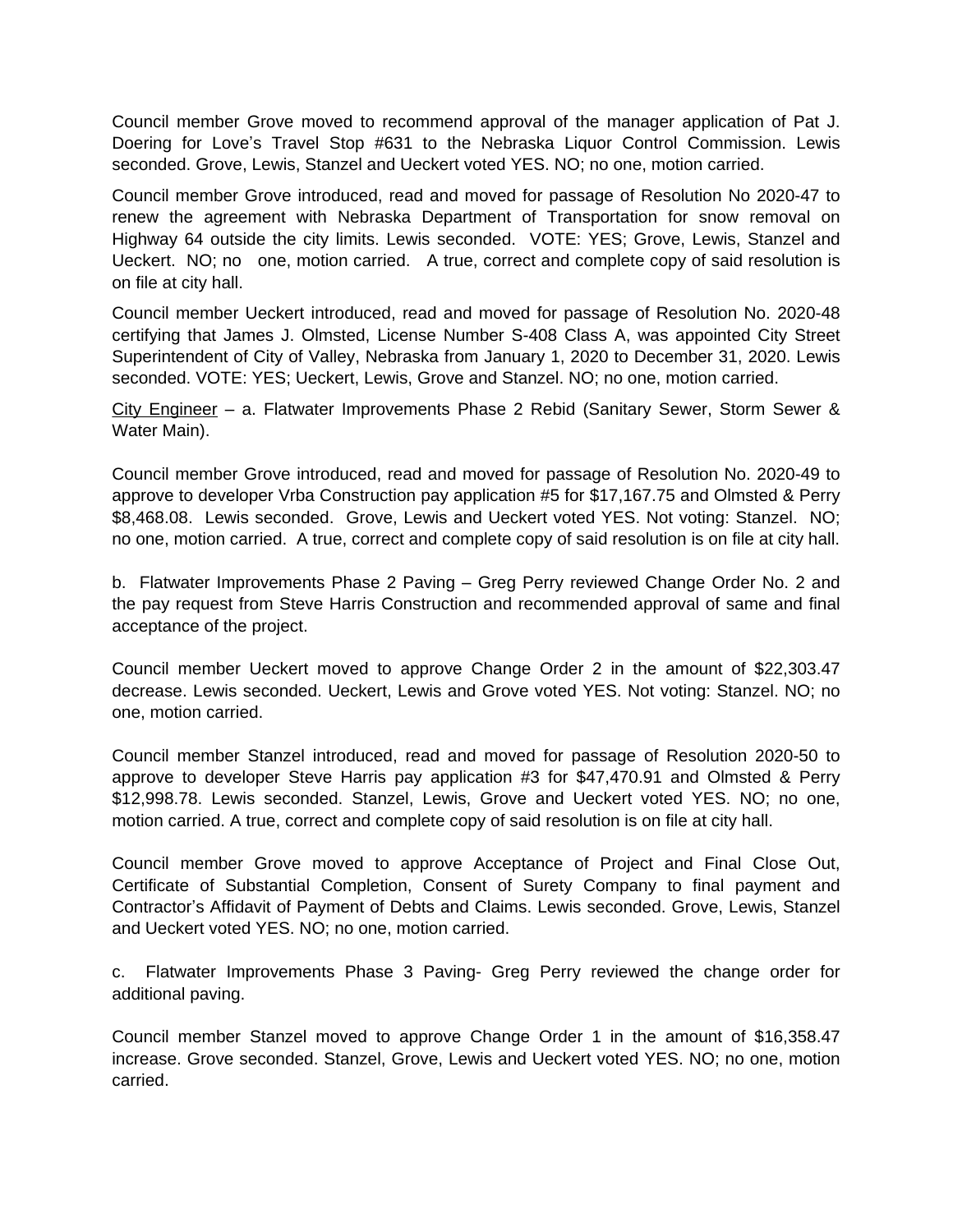Council member Grove moved to recommend approval of the manager application of Pat J. Doering for Love's Travel Stop #631 to the Nebraska Liquor Control Commission. Lewis seconded. Grove, Lewis, Stanzel and Ueckert voted YES. NO; no one, motion carried.

Council member Grove introduced, read and moved for passage of Resolution No 2020-47 to renew the agreement with Nebraska Department of Transportation for snow removal on Highway 64 outside the city limits. Lewis seconded. VOTE: YES; Grove, Lewis, Stanzel and Ueckert. NO; no one, motion carried. A true, correct and complete copy of said resolution is on file at city hall.

Council member Ueckert introduced, read and moved for passage of Resolution No. 2020-48 certifying that James J. Olmsted, License Number S-408 Class A, was appointed City Street Superintendent of City of Valley, Nebraska from January 1, 2020 to December 31, 2020. Lewis seconded. VOTE: YES; Ueckert, Lewis, Grove and Stanzel. NO; no one, motion carried.

<u>City Engineer</u> – a. Flatwater Improvements Phase 2 Rebid (Sanitary Sewer, Storm Sewer & Water Main).

Council member Grove introduced, read and moved for passage of Resolution No. 2020-49 to approve to developer Vrba Construction pay application #5 for $17,167.75 and Olmsted & Perry $8,468.08. Lewis seconded. Grove, Lewis and Ueckert voted YES. Not voting: Stanzel. NO; no one, motion carried. A true, correct and complete copy of said resolution is on file at city hall.

b. Flatwater Improvements Phase 2 Paving – Greg Perry reviewed Change Order No. 2 and the pay request from Steve Harris Construction and recommended approval of same and final acceptance of the project.

Council member Ueckert moved to approve Change Order 2 in the amount of $22,303.47 decrease. Lewis seconded. Ueckert, Lewis and Grove voted YES. Not voting: Stanzel. NO; no one, motion carried.

Council member Stanzel introduced, read and moved for passage of Resolution 2020-50 to approve to developer Steve Harris pay application #3 for $47,470.91 and Olmsted & Perry $12,998.78. Lewis seconded. Stanzel, Lewis, Grove and Ueckert voted YES. NO; no one, motion carried. A true, correct and complete copy of said resolution is on file at city hall.

Council member Grove moved to approve Acceptance of Project and Final Close Out, Certificate of Substantial Completion, Consent of Surety Company to final payment and Contractor's Affidavit of Payment of Debts and Claims. Lewis seconded. Grove, Lewis, Stanzel and Ueckert voted YES. NO; no one, motion carried.

c. Flatwater Improvements Phase 3 Paving- Greg Perry reviewed the change order for additional paving.

Council member Stanzel moved to approve Change Order 1 in the amount of $16,358.47 increase. Grove seconded. Stanzel, Grove, Lewis and Ueckert voted YES. NO; no one, motion carried.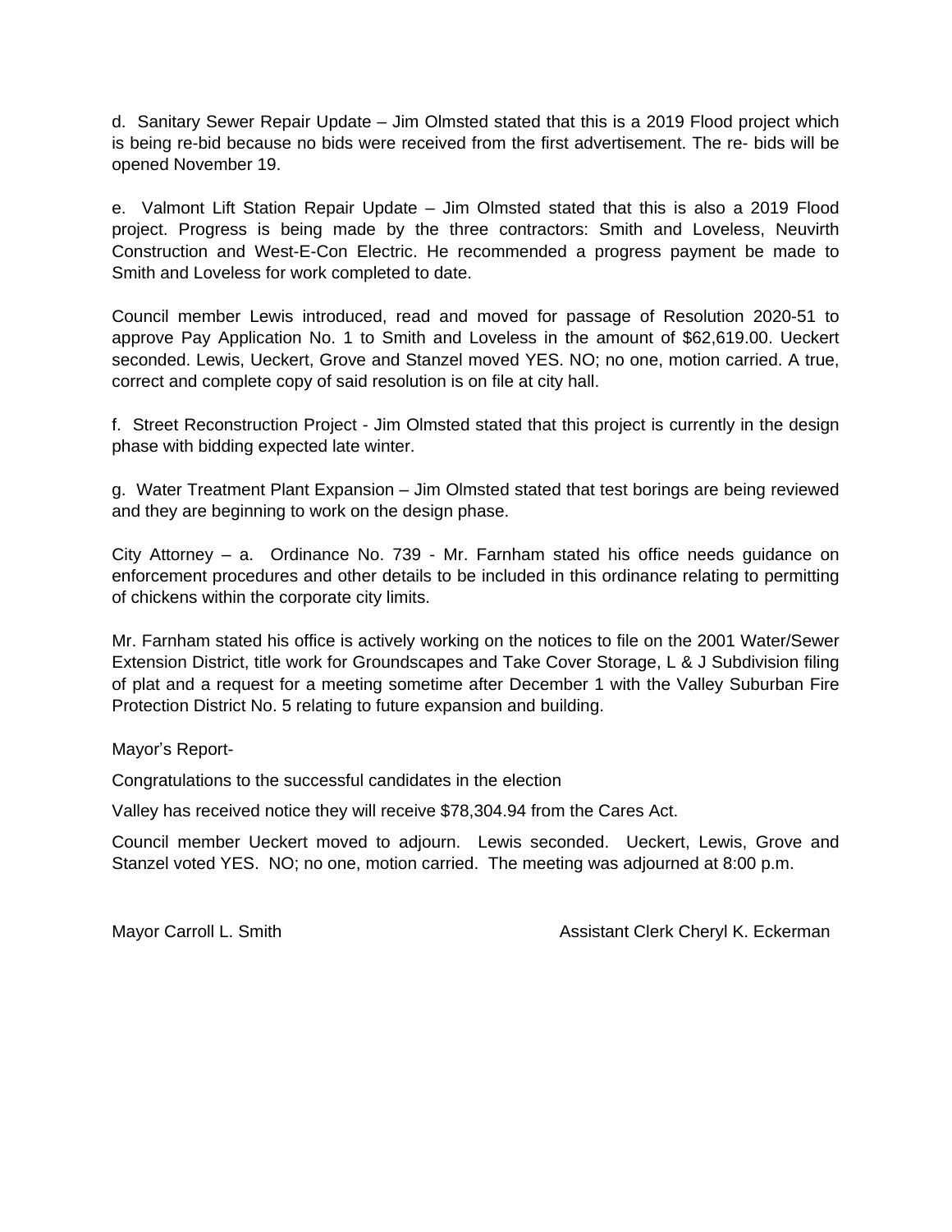d.  Sanitary Sewer Repair Update – Jim Olmsted stated that this is a 2019 Flood project which is being re-bid because no bids were received from the first advertisement. The re- bids will be opened November 19.

e.  Valmont Lift Station Repair Update – Jim Olmsted stated that this is also a 2019 Flood project. Progress is being made by the three contractors: Smith and Loveless, Neuvirth Construction and West-E-Con Electric. He recommended a progress payment be made to Smith and Loveless for work completed to date.

Council member Lewis introduced, read and moved for passage of Resolution 2020-51 to approve Pay Application No. 1 to Smith and Loveless in the amount of $62,619.00. Ueckert seconded. Lewis, Ueckert, Grove and Stanzel moved YES. NO; no one, motion carried. A true, correct and complete copy of said resolution is on file at city hall.

f.  Street Reconstruction Project - Jim Olmsted stated that this project is currently in the design phase with bidding expected late winter.

g.  Water Treatment Plant Expansion – Jim Olmsted stated that test borings are being reviewed and they are beginning to work on the design phase.

City Attorney – a.  Ordinance No. 739 - Mr. Farnham stated his office needs guidance on enforcement procedures and other details to be included in this ordinance relating to permitting of chickens within the corporate city limits.

Mr. Farnham stated his office is actively working on the notices to file on the 2001 Water/Sewer Extension District, title work for Groundscapes and Take Cover Storage, L & J Subdivision filing of plat and a request for a meeting sometime after December 1 with the Valley Suburban Fire Protection District No. 5 relating to future expansion and building.

Mayor's Report-

Congratulations to the successful candidates in the election

Valley has received notice they will receive $78,304.94 from the Cares Act.

Council member Ueckert moved to adjourn.  Lewis seconded.  Ueckert, Lewis, Grove and Stanzel voted YES.  NO; no one, motion carried.  The meeting was adjourned at 8:00 p.m.

Mayor Carroll L. Smith                                        Assistant Clerk Cheryl K. Eckerman